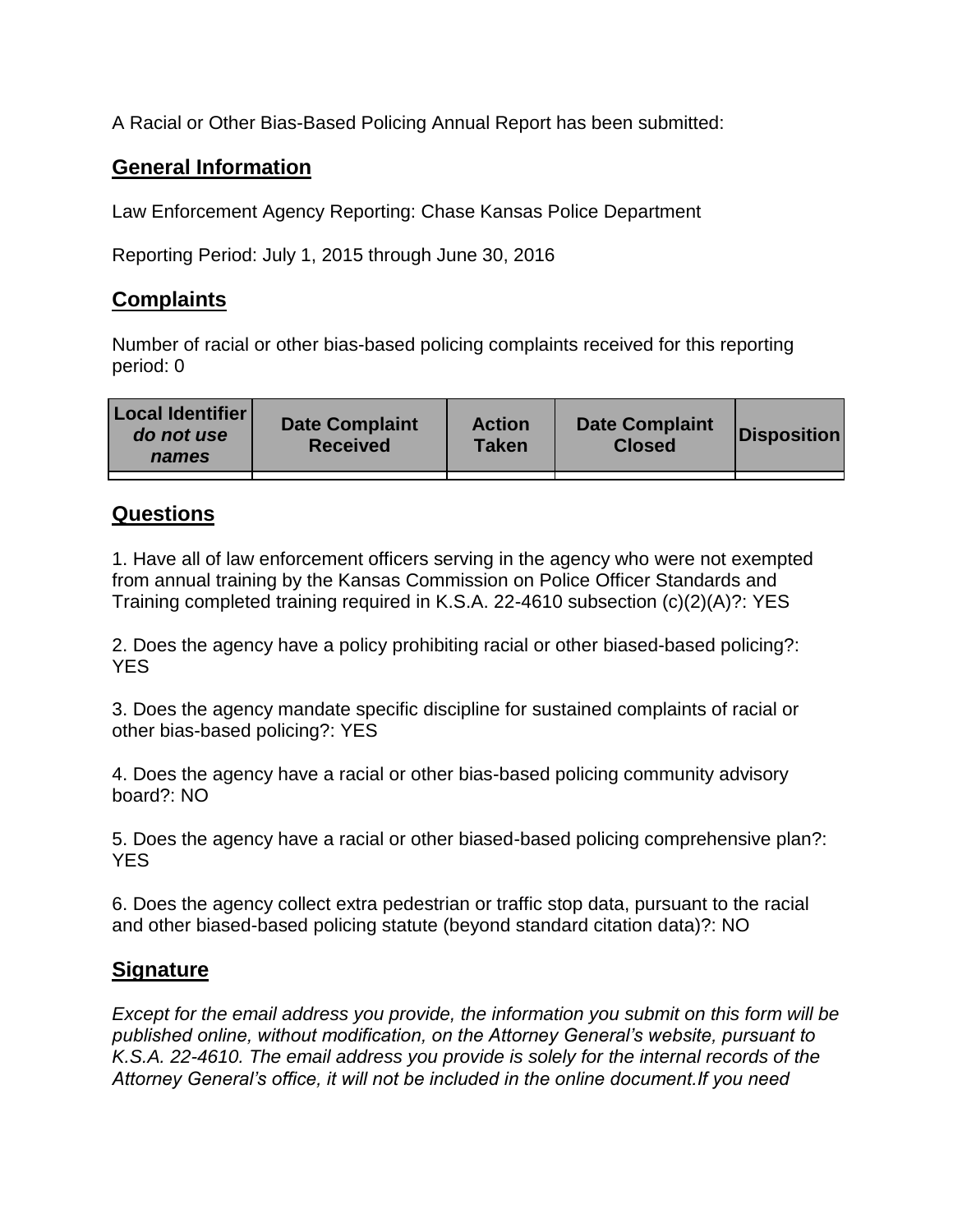A Racial or Other Bias-Based Policing Annual Report has been submitted:

## General Information

Law Enforcement Agency Reporting: Chase Kansas Police Department

Reporting Period: July 1, 2015 through June 30, 2016

## Complaints

Number of racial or other bias-based policing complaints received for this reporting period: 0

| **Local Identifier** ***do not use names*** | **Date Complaint Received** | **Action Taken** | **Date Complaint Closed** | **Disposition** |
|---|---|---|---|---|
| | | | | |

## Questions

1. Have all of law enforcement officers serving in the agency who were not exempted from annual training by the Kansas Commission on Police Officer Standards and Training completed training required in K.S.A. 22-4610 subsection (c)(2)(A)?: YES

2. Does the agency have a policy prohibiting racial or other biased-based policing?: YES

3. Does the agency mandate specific discipline for sustained complaints of racial or other bias-based policing?: YES

4. Does the agency have a racial or other bias-based policing community advisory board?: NO

5. Does the agency have a racial or other biased-based policing comprehensive plan?: YES

6. Does the agency collect extra pedestrian or traffic stop data, pursuant to the racial and other biased-based policing statute (beyond standard citation data)?: NO

## Signature

*Except for the email address you provide, the information you submit on this form will be published online, without modification, on the Attorney General's website, pursuant to K.S.A. 22-4610. The email address you provide is solely for the internal records of the Attorney General's office, it will not be included in the online document.If you need*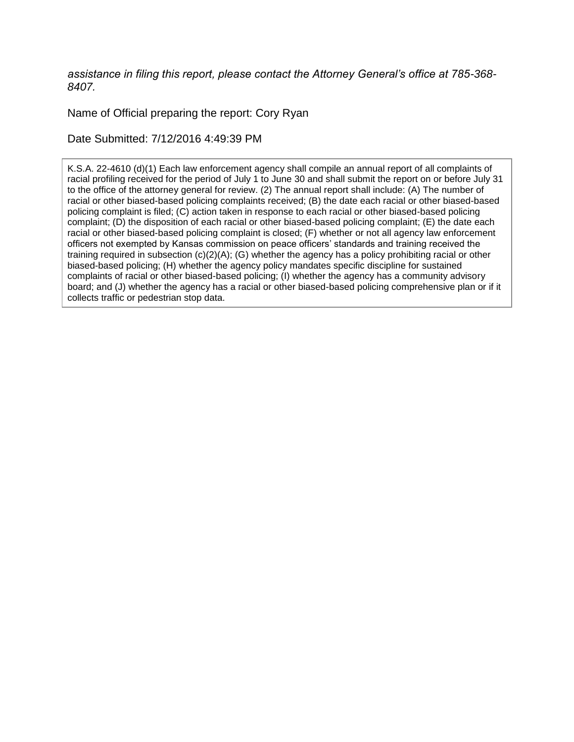*assistance in filing this report, please contact the Attorney General's office at 785-368-8407.*

Name of Official preparing the report: Cory Ryan

Date Submitted: 7/12/2016 4:49:39 PM

K.S.A. 22-4610 (d)(1) Each law enforcement agency shall compile an annual report of all complaints of racial profiling received for the period of July 1 to June 30 and shall submit the report on or before July 31 to the office of the attorney general for review. (2) The annual report shall include: (A) The number of racial or other biased-based policing complaints received; (B) the date each racial or other biased-based policing complaint is filed; (C) action taken in response to each racial or other biased-based policing complaint; (D) the disposition of each racial or other biased-based policing complaint; (E) the date each racial or other biased-based policing complaint is closed; (F) whether or not all agency law enforcement officers not exempted by Kansas commission on peace officers' standards and training received the training required in subsection (c)(2)(A); (G) whether the agency has a policy prohibiting racial or other biased-based policing; (H) whether the agency policy mandates specific discipline for sustained complaints of racial or other biased-based policing; (I) whether the agency has a community advisory board; and (J) whether the agency has a racial or other biased-based policing comprehensive plan or if it collects traffic or pedestrian stop data.